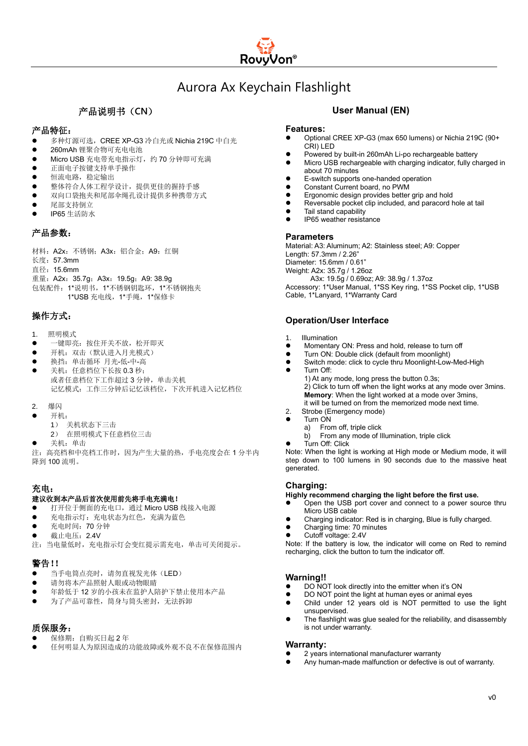RovyVon®

# Aurora Ax Keychain Flashlight

## 产品说明书（CN）

### 产品特征：

- 多种灯源可选，CREE XP-G3 冷白光或 Nichia 219C 中白光
- 260mAh 锂聚合物可充电电池
- Micro USB 充电带充电指示灯，约 70 分钟即可充满
- 正面电子按键支持单手操作
- 恒流电路，稳定输出
- 整体符合人体工程学设计，提供更佳的握持手感
- 双向口袋挠抱夹和尾部伞绳孔设计提供多种携带方式
- 尾部支持倒立
- IP65 生活防水

### 产品参数：

材料：A2x：不锈钢；A3x：铝合金；A9：红铜
长度：57.3mm
直径：15.6mm
重量：A2x：35.7g；A3x：19.5g；A9: 38.9g
包装配件：1*说明书，1*不锈钢钥匙环，1*不锈钢抱夹
1*USB 充电线，1*手绳，1*保修卡

### 操作方式：

1. 照明模式

- 一键即亮：按住开关不放，松开即灭
- 开机：双击（默认进入月光模式）
- 换挡：单击循环 月光-低-中-高
- 关机：任意档位下长按 0.3 秒；
  或者任意档位下工作超过 3 分钟，单击关机
  记忆模式：工作三分钟后记忆该档位，下次开机进入记忆档位

2. 爆闪

- 开机：
  1） 关机状态下三击
  2） 在照明模式下任意档位三击
- 关机：单击

注：高亮档和中亮档工作时，因为产生大量的热，手电亮度会在 1 分半内降到 100 流明。

### 充电：

**建议收到本产品后首次使用前先将手电充满电！**

- 打开位于侧面的充电口，通过 Micro USB 线接入电源
- 充电指示灯：充电状态为红色，充满为蓝色
- 充电时间：70 分钟
- 截止电压：2.4V

注：当电量低时，充电指示灯会变红提示需充电，单击可关闭提示。

### 警告！！

- 当手电筒点亮时，请勿直视发光体（LED）
- 请勿将本产品照射人眼或动物眼睛
- 年龄低于 12 岁的小孩未在监护人陪护下禁止使用本产品
- 为了产品可靠性，筒身与筒头密封，无法拆卸

### 质保服务：

- 保修期：自购买日起 2 年
- 任何明显人为原因造成的功能故障或外观不良不在保修范围内

## User Manual (EN)

### Features:

- Optional CREE XP-G3 (max 650 lumens) or Nichia 219C (90+ CRI) LED
- Powered by built-in 260mAh Li-po rechargeable battery
- Micro USB rechargeable with charging indicator, fully charged in about 70 minutes
- E-switch supports one-handed operation
- Constant Current board, no PWM
- Ergonomic design provides better grip and hold
- Reversable pocket clip included, and paracord hole at tail
- Tail stand capability
- IP65 weather resistance

### Parameters

Material: A3: Aluminum; A2: Stainless steel; A9: Copper
Length: 57.3mm / 2.26”
Diameter: 15.6mm / 0.61”
Weight: A2x: 35.7g / 1.26oz
A3x: 19.5g / 0.69oz; A9: 38.9g / 1.37oz
Accessory: 1*User Manual, 1*SS Key ring, 1*SS Pocket clip, 1*USB Cable, 1*Lanyard, 1*Warranty Card

### Operation/User Interface

1. Illumination

- Momentary ON: Press and hold, release to turn off
- Turn ON: Double click (default from moonlight)
- Switch mode: click to cycle thru Moonlight-Low-Med-High
- Turn Off:
  1) At any mode, long press the button 0.3s;
  2) Click to turn off when the light works at any mode over 3mins.
  **Memory**: When the light worked at a mode over 3mins, it will be turned on from the memorized mode next time.

2. Strobe (Emergency mode)

- Turn ON
  a) From off, triple click
  b) From any mode of Illumination, triple click
- Turn Off: Click

Note: When the light is working at High mode or Medium mode, it will step down to 100 lumens in 90 seconds due to the massive heat generated.

### Charging:

**Highly recommend charging the light before the first use.**

- Open the USB port cover and connect to a power source thru Micro USB cable
- Charging indicator: Red is in charging, Blue is fully charged.
- Charging time: 70 minutes
- Cutoff voltage: 2.4V

Note: If the battery is low, the indicator will come on Red to remind recharging, click the button to turn the indicator off.

### Warning!!

- DO NOT look directly into the emitter when it’s ON
- DO NOT point the light at human eyes or animal eyes
- Child under 12 years old is NOT permitted to use the light unsupervised.
- The flashlight was glue sealed for the reliability, and disassembly is not under warranty.

### Warranty:

- 2 years international manufacturer warranty
- Any human-made malfunction or defective is out of warranty.

v0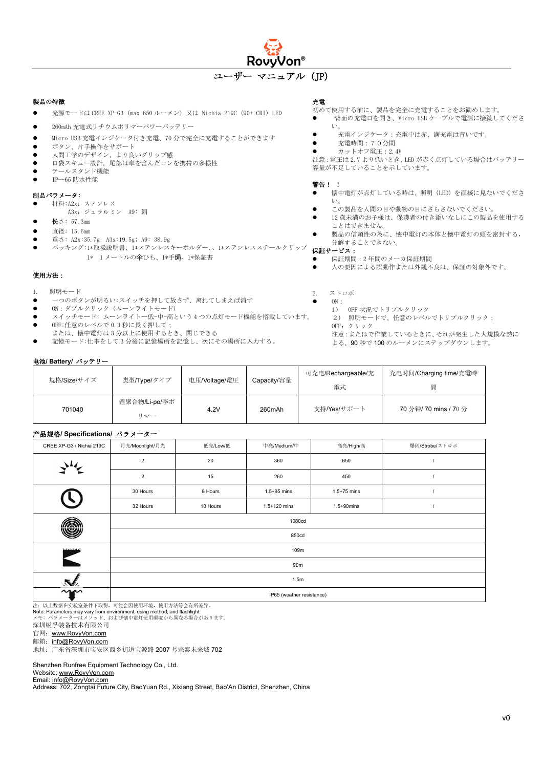RovyVon®

# ユーザー マニュアル（JP）

## 製品の特徴

- 光源モードは CREE XP-G3 (max 650 ルーメン) 又は Nichia 219C (90+ CRI) LED
- 260mAh 充電式リチウムポリマーパワーバッテリー
- Micro USB 充電インジケータ付き充電、70 分で完全に充電することができます
- ボタン、片手操作をサポート
- 人間工学のデザイン，より良いグリップ感
- 口袋スキュー設計，尾部は傘を含んだコンを携帯の多様性
- テールスタンド機能
- IP--65 防水性能

## 制品パラメータ:

- 材料:A2x：ステンレス
  A3x：ジュラルミン　A9：銅
- 長さ：57.3mm
- 直径：15.6mm
- 重さ：A2x:35.7g　A3x:19.5g；A9：38.9g
- パッキング:1*取扱説明書、1*ステンレスキーホルダー、、1*ステンレススチールクリップ
  1*　1 メートルの伞ひも、1*手绳、1*保証書

## 使用方法：

1. 照明モード

- 一つのボタンが明るい:スイッチを押して放さず、离れてしまえば消す
- ON：ダブルクリック（ムーンライトモード）
- スイッチモード：ムーンライト—低—中—高という 4 つの点灯モード機能を搭載しています。
- OFF:任意のレベルで 0.3 秒に長く押して；
  または、懐中電灯は 3 分以上に使用するとき、閉じできる
- 記憶モード:仕事をして 3 分後に記憶場所を記憶し、次にその場所に入力する。

2. ストロボ

- ON：
  1） OFF 状況でトリプルクリック
  2） 照明モードで、任意のレベルでトリプルクリック；
  OFF：クリック
  注意：またはで作業しているときに、それが発生した大規模な熱による、90 秒で 100 のルーメンにステップダウンします。

## 充電

初めて使用する前に、製品を完全に充電することをお勧めします。

- 背面の充電口を開き、Micro USB ケーブルで電源に接続してください。
- 充電インジケータ：充電中は赤、満充電は青いです。
- 充電時間：７０分間
- カットオフ電圧：2.4V

注意：電圧は 2.V より低いとき、LED が赤く点灯している場合はバッテリー容量が不足していることを示しています。

## 警告！ ！

- 懐中電灯が点灯している時は、照明（LED）を直接に見ないでください。
- この製品を人間の目や動物の目にさらさないでください。
- 12 歳未満のお子様は、保護者の付き添いなしにこの製品を使用することはできません。
- 製品の信頼性の為に、懐中電灯の本体と懐中電灯の頭を密封する，分解することできない。

## 保証サービス：

- 保証期間：2 年間のメーカ保証期間
- 人の要因による誤動作または外観不良は、保証の対象外です。

## 电池/ Battery/ バッテリー

| 规格/Size/サイズ | 类型/Type/タイプ | 电压/Voltage/電圧 | Capacity/容量 | 可充电/Rechargeable/充電式 | 充电时间/Charging time/充電時間 |
|---|---|---|---|---|---|
| 701040 | 锂聚合物/Li-po/李ポリマー | 4.2V | 260mAh | 支持/Yes/サポート | 70 分钟/ 70 mins / 70 分 |

## 产品规格/ Specifications/ パラメーター

| CREE XP-G3 / Nichia 219C | 月光/Moonlight/月光 | 低亮/Low/低 | 中亮/Medium/中 | 高亮/High/高 | 爆闪/Strobe/ストロボ |
|---|---|---|---|---|---|
| (輝度) | 2 | 20 | 360 | 650 | / |
| | 2 | 15 | 260 | 450 | / |
| (時間) | 30 Hours | 8 Hours | 1.5+95 mins | 1.5+75 mins | / |
| | 32 Hours | 10 Hours | 1.5+120 mins | 1.5+90mins | / |
| (光度) | 1080cd | | | | |
| | 850cd | | | | |
| (照射距離) | 109m | | | | |
| | 90m | | | | |
| (耐衝撃) | 1.5m | | | | |
| (防水) | IP65 (weather resistance) | | | | |

注：以上数据在实验室条件下取得，可能会因使用环境，使用方法等会有所差异。
Note: Parameters may vary from environment, using method, and flashlight.
メモ：パラメーターはメソッド、および懐中電灯使用環境から異なる場合があります。

深圳锐孚装备技术有限公司
官网：www.RovyVon.com
邮箱：info@RovyVon.com
地址：广东省深圳市宝安区西乡街道宝源路 2007 号宗泰未来城 702

Shenzhen Runfree Equipment Technology Co., Ltd.
Website: www.RovyVon.com
Email: info@RovyVon.com
Address: 702, Zongtai Future City, BaoYuan Rd., Xixiang Street, Bao'An District, Shenzhen, China

v0